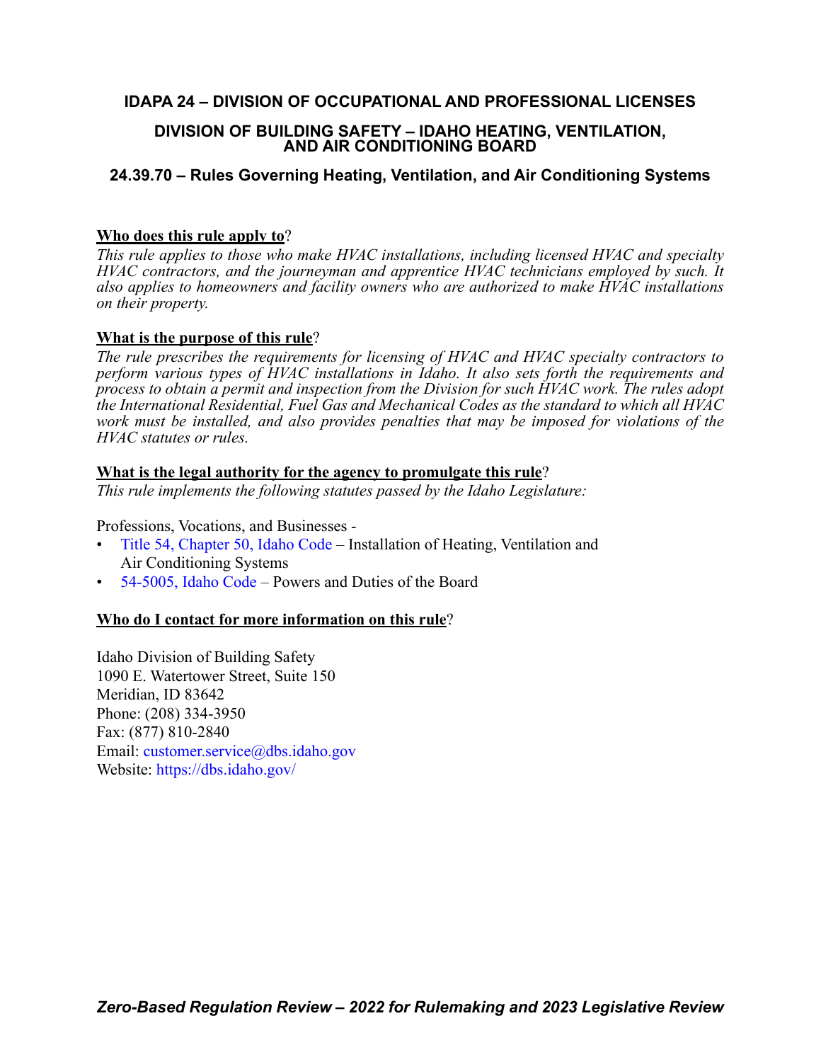# IDAPA 24 – DIVISION OF OCCUPATIONAL AND PROFESSIONAL LICENSES

## DIVISION OF BUILDING SAFETY – IDAHO HEATING, VENTILATION, AND AIR CONDITIONING BOARD

## 24.39.70 – Rules Governing Heating, Ventilation, and Air Conditioning Systems

**Who does this rule apply to?**
*This rule applies to those who make HVAC installations, including licensed HVAC and specialty HVAC contractors, and the journeyman and apprentice HVAC technicians employed by such. It also applies to homeowners and facility owners who are authorized to make HVAC installations on their property.*

**What is the purpose of this rule?**
*The rule prescribes the requirements for licensing of HVAC and HVAC specialty contractors to perform various types of HVAC installations in Idaho. It also sets forth the requirements and process to obtain a permit and inspection from the Division for such HVAC work. The rules adopt the International Residential, Fuel Gas and Mechanical Codes as the standard to which all HVAC work must be installed, and also provides penalties that may be imposed for violations of the HVAC statutes or rules.*

**What is the legal authority for the agency to promulgate this rule?**
*This rule implements the following statutes passed by the Idaho Legislature:*

Professions, Vocations, and Businesses -

- Title 54, Chapter 50, Idaho Code – Installation of Heating, Ventilation and Air Conditioning Systems
- 54-5005, Idaho Code – Powers and Duties of the Board

**Who do I contact for more information on this rule?**

Idaho Division of Building Safety
1090 E. Watertower Street, Suite 150
Meridian, ID 83642
Phone: (208) 334-3950
Fax: (877) 810-2840
Email: customer.service@dbs.idaho.gov
Website: https://dbs.idaho.gov/

***Zero-Based Regulation Review – 2022 for Rulemaking and 2023 Legislative Review***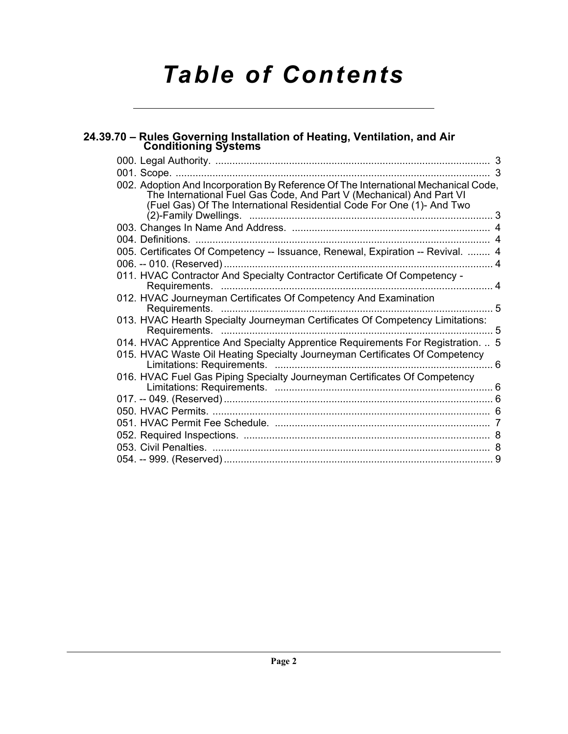# Table of Contents

## 24.39.70 – Rules Governing Installation of Heating, Ventilation, and Air Conditioning Systems

000. Legal Authority. .......... 3
001. Scope. .......... 3
002. Adoption And Incorporation By Reference Of The International Mechanical Code, The International Fuel Gas Code, And Part V (Mechanical) And Part VI (Fuel Gas) Of The International Residential Code For One (1)- And Two (2)-Family Dwellings. .......... 3
003. Changes In Name And Address. .......... 4
004. Definitions. .......... 4
005. Certificates Of Competency -- Issuance, Renewal, Expiration -- Revival. .......... 4
006. -- 010. (Reserved) .......... 4
011. HVAC Contractor And Specialty Contractor Certificate Of Competency - Requirements. .......... 4
012. HVAC Journeyman Certificates Of Competency And Examination Requirements. .......... 5
013. HVAC Hearth Specialty Journeyman Certificates Of Competency Limitations: Requirements. .......... 5
014. HVAC Apprentice And Specialty Apprentice Requirements For Registration. .. 5
015. HVAC Waste Oil Heating Specialty Journeyman Certificates Of Competency Limitations: Requirements. .......... 6
016. HVAC Fuel Gas Piping Specialty Journeyman Certificates Of Competency Limitations: Requirements. .......... 6
017. -- 049. (Reserved) .......... 6
050. HVAC Permits. .......... 6
051. HVAC Permit Fee Schedule. .......... 7
052. Required Inspections. .......... 8
053. Civil Penalties. .......... 8
054. -- 999. (Reserved) .......... 9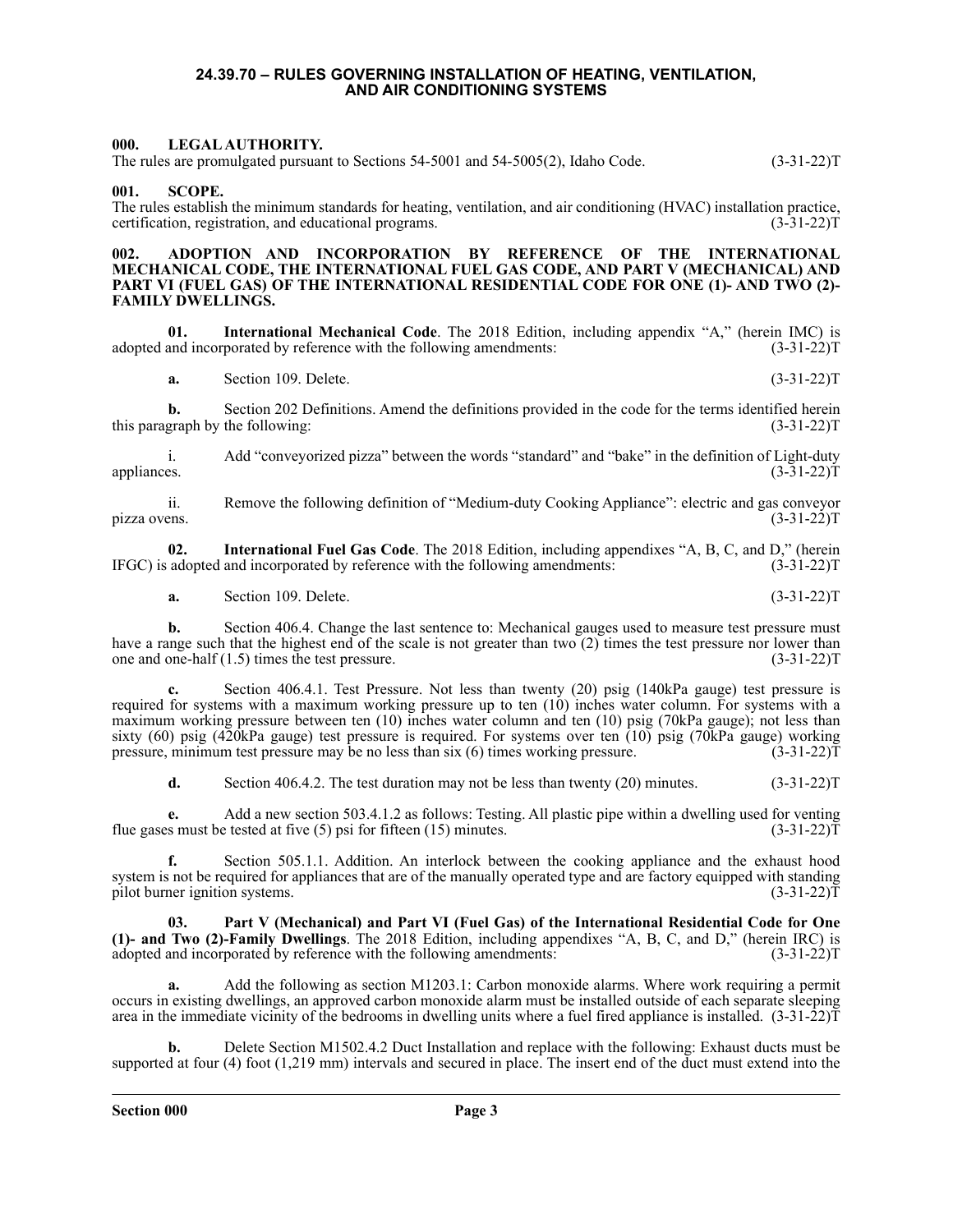# 24.39.70 – RULES GOVERNING INSTALLATION OF HEATING, VENTILATION, AND AIR CONDITIONING SYSTEMS

### 000. LEGAL AUTHORITY.

The rules are promulgated pursuant to Sections 54-5001 and 54-5005(2), Idaho Code. (3-31-22)T

### 001. SCOPE.

The rules establish the minimum standards for heating, ventilation, and air conditioning (HVAC) installation practice, certification, registration, and educational programs. (3-31-22)T

### 002. ADOPTION AND INCORPORATION BY REFERENCE OF THE INTERNATIONAL MECHANICAL CODE, THE INTERNATIONAL FUEL GAS CODE, AND PART V (MECHANICAL) AND PART VI (FUEL GAS) OF THE INTERNATIONAL RESIDENTIAL CODE FOR ONE (1)- AND TWO (2)-FAMILY DWELLINGS.

**01. International Mechanical Code**. The 2018 Edition, including appendix "A," (herein IMC) is adopted and incorporated by reference with the following amendments: (3-31-22)T

**a.** Section 109. Delete. (3-31-22)T

**b.** Section 202 Definitions. Amend the definitions provided in the code for the terms identified herein this paragraph by the following: (3-31-22)T

i. Add "conveyorized pizza" between the words "standard" and "bake" in the definition of Light-duty appliances. (3-31-22)T

ii. Remove the following definition of "Medium-duty Cooking Appliance": electric and gas conveyor pizza ovens. (3-31-22)T

**02. International Fuel Gas Code**. The 2018 Edition, including appendixes "A, B, C, and D," (herein IFGC) is adopted and incorporated by reference with the following amendments: (3-31-22)T

**a.** Section 109. Delete. (3-31-22)T

**b.** Section 406.4. Change the last sentence to: Mechanical gauges used to measure test pressure must have a range such that the highest end of the scale is not greater than two (2) times the test pressure nor lower than one and one-half (1.5) times the test pressure. (3-31-22)T

**c.** Section 406.4.1. Test Pressure. Not less than twenty (20) psig (140kPa gauge) test pressure is required for systems with a maximum working pressure up to ten (10) inches water column. For systems with a maximum working pressure between ten (10) inches water column and ten (10) psig (70kPa gauge); not less than sixty (60) psig (420kPa gauge) test pressure is required. For systems over ten (10) psig (70kPa gauge) working pressure, minimum test pressure may be no less than six (6) times working pressure. (3-31-22)T

**d.** Section 406.4.2. The test duration may not be less than twenty (20) minutes. (3-31-22)T

**e.** Add a new section 503.4.1.2 as follows: Testing. All plastic pipe within a dwelling used for venting flue gases must be tested at five (5) psi for fifteen (15) minutes. (3-31-22)T

**f.** Section 505.1.1. Addition. An interlock between the cooking appliance and the exhaust hood system is not be required for appliances that are of the manually operated type and are factory equipped with standing pilot burner ignition systems. (3-31-22)T

**03. Part V (Mechanical) and Part VI (Fuel Gas) of the International Residential Code for One (1)- and Two (2)-Family Dwellings**. The 2018 Edition, including appendixes "A, B, C, and D," (herein IRC) is adopted and incorporated by reference with the following amendments: (3-31-22)T

**a.** Add the following as section M1203.1: Carbon monoxide alarms. Where work requiring a permit occurs in existing dwellings, an approved carbon monoxide alarm must be installed outside of each separate sleeping area in the immediate vicinity of the bedrooms in dwelling units where a fuel fired appliance is installed. (3-31-22)T

**b.** Delete Section M1502.4.2 Duct Installation and replace with the following: Exhaust ducts must be supported at four (4) foot (1,219 mm) intervals and secured in place. The insert end of the duct must extend into the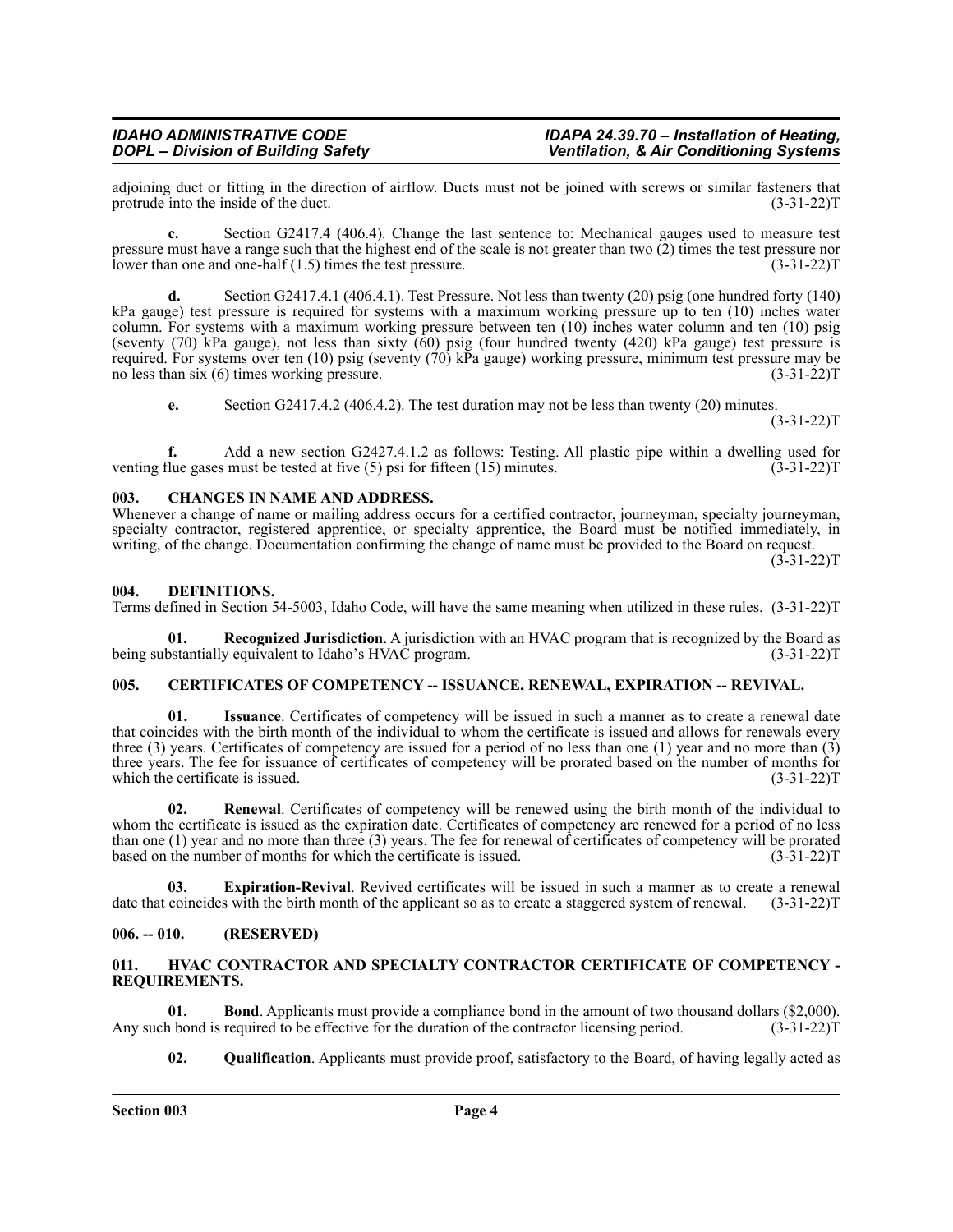adjoining duct or fitting in the direction of airflow. Ducts must not be joined with screws or similar fasteners that protrude into the inside of the duct. (3-31-22)T

**c.** Section G2417.4 (406.4). Change the last sentence to: Mechanical gauges used to measure test pressure must have a range such that the highest end of the scale is not greater than two (2) times the test pressure nor lower than one and one-half (1.5) times the test pressure. (3-31-22)T

**d.** Section G2417.4.1 (406.4.1). Test Pressure. Not less than twenty (20) psig (one hundred forty (140) kPa gauge) test pressure is required for systems with a maximum working pressure up to ten (10) inches water column. For systems with a maximum working pressure between ten (10) inches water column and ten (10) psig (seventy (70) kPa gauge), not less than sixty (60) psig (four hundred twenty (420) kPa gauge) test pressure is required. For systems over ten (10) psig (seventy (70) kPa gauge) working pressure, minimum test pressure may be no less than six (6) times working pressure. (3-31-22)T

**e.** Section G2417.4.2 (406.4.2). The test duration may not be less than twenty (20) minutes. (3-31-22)T

**f.** Add a new section G2427.4.1.2 as follows: Testing. All plastic pipe within a dwelling used for venting flue gases must be tested at five (5) psi for fifteen (15) minutes. (3-31-22)T

## 003. CHANGES IN NAME AND ADDRESS.

Whenever a change of name or mailing address occurs for a certified contractor, journeyman, specialty journeyman, specialty contractor, registered apprentice, or specialty apprentice, the Board must be notified immediately, in writing, of the change. Documentation confirming the change of name must be provided to the Board on request. (3-31-22)T

## 004. DEFINITIONS.

Terms defined in Section 54-5003, Idaho Code, will have the same meaning when utilized in these rules. (3-31-22)T

**01. Recognized Jurisdiction**. A jurisdiction with an HVAC program that is recognized by the Board as being substantially equivalent to Idaho's HVAC program. (3-31-22)T

## 005. CERTIFICATES OF COMPETENCY -- ISSUANCE, RENEWAL, EXPIRATION -- REVIVAL.

**01. Issuance**. Certificates of competency will be issued in such a manner as to create a renewal date that coincides with the birth month of the individual to whom the certificate is issued and allows for renewals every three (3) years. Certificates of competency are issued for a period of no less than one (1) year and no more than (3) three years. The fee for issuance of certificates of competency will be prorated based on the number of months for which the certificate is issued. (3-31-22)T

**02. Renewal**. Certificates of competency will be renewed using the birth month of the individual to whom the certificate is issued as the expiration date. Certificates of competency are renewed for a period of no less than one (1) year and no more than three (3) years. The fee for renewal of certificates of competency will be prorated based on the number of months for which the certificate is issued. (3-31-22)T

**03. Expiration-Revival**. Revived certificates will be issued in such a manner as to create a renewal date that coincides with the birth month of the applicant so as to create a staggered system of renewal. (3-31-22)T

## 006. -- 010. (RESERVED)

## 011. HVAC CONTRACTOR AND SPECIALTY CONTRACTOR CERTIFICATE OF COMPETENCY - REQUIREMENTS.

**01. Bond**. Applicants must provide a compliance bond in the amount of two thousand dollars ($2,000). Any such bond is required to be effective for the duration of the contractor licensing period. (3-31-22)T

**02. Qualification**. Applicants must provide proof, satisfactory to the Board, of having legally acted as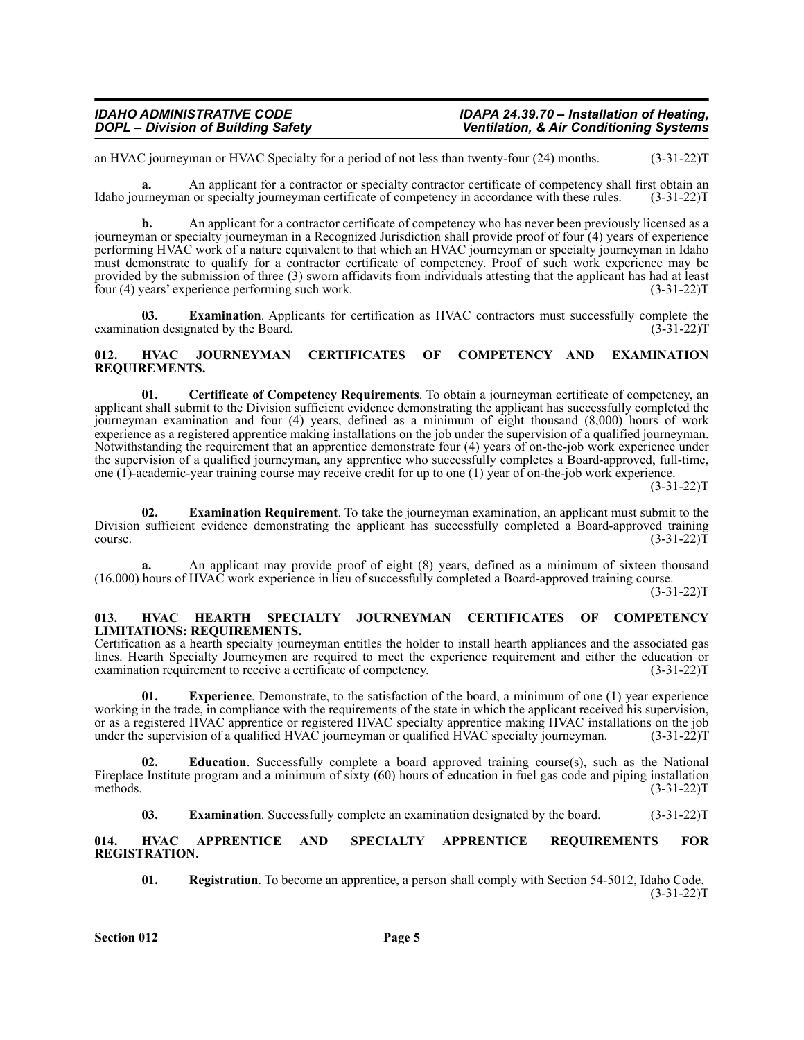an HVAC journeyman or HVAC Specialty for a period of not less than twenty-four (24) months. (3-31-22)T

**a.** An applicant for a contractor or specialty contractor certificate of competency shall first obtain an Idaho journeyman or specialty journeyman certificate of competency in accordance with these rules. (3-31-22)T

**b.** An applicant for a contractor certificate of competency who has never been previously licensed as a journeyman or specialty journeyman in a Recognized Jurisdiction shall provide proof of four (4) years of experience performing HVAC work of a nature equivalent to that which an HVAC journeyman or specialty journeyman in Idaho must demonstrate to qualify for a contractor certificate of competency. Proof of such work experience may be provided by the submission of three (3) sworn affidavits from individuals attesting that the applicant has had at least four (4) years' experience performing such work. (3-31-22)T

**03. Examination**. Applicants for certification as HVAC contractors must successfully complete the examination designated by the Board. (3-31-22)T

### 012. HVAC JOURNEYMAN CERTIFICATES OF COMPETENCY AND EXAMINATION REQUIREMENTS.

**01. Certificate of Competency Requirements**. To obtain a journeyman certificate of competency, an applicant shall submit to the Division sufficient evidence demonstrating the applicant has successfully completed the journeyman examination and four (4) years, defined as a minimum of eight thousand (8,000) hours of work experience as a registered apprentice making installations on the job under the supervision of a qualified journeyman. Notwithstanding the requirement that an apprentice demonstrate four (4) years of on-the-job work experience under the supervision of a qualified journeyman, any apprentice who successfully completes a Board-approved, full-time, one (1)-academic-year training course may receive credit for up to one (1) year of on-the-job work experience. (3-31-22)T

**02. Examination Requirement**. To take the journeyman examination, an applicant must submit to the Division sufficient evidence demonstrating the applicant has successfully completed a Board-approved training course. (3-31-22)T

**a.** An applicant may provide proof of eight (8) years, defined as a minimum of sixteen thousand (16,000) hours of HVAC work experience in lieu of successfully completed a Board-approved training course. (3-31-22)T

### 013. HVAC HEARTH SPECIALTY JOURNEYMAN CERTIFICATES OF COMPETENCY LIMITATIONS: REQUIREMENTS.

Certification as a hearth specialty journeyman entitles the holder to install hearth appliances and the associated gas lines. Hearth Specialty Journeymen are required to meet the experience requirement and either the education or examination requirement to receive a certificate of competency. (3-31-22)T

**01. Experience**. Demonstrate, to the satisfaction of the board, a minimum of one (1) year experience working in the trade, in compliance with the requirements of the state in which the applicant received his supervision, or as a registered HVAC apprentice or registered HVAC specialty apprentice making HVAC installations on the job under the supervision of a qualified HVAC journeyman or qualified HVAC specialty journeyman. (3-31-22)T

**02. Education**. Successfully complete a board approved training course(s), such as the National Fireplace Institute program and a minimum of sixty (60) hours of education in fuel gas code and piping installation methods. (3-31-22)T

**03. Examination**. Successfully complete an examination designated by the board. (3-31-22)T

### 014. HVAC APPRENTICE AND SPECIALTY APPRENTICE REQUIREMENTS FOR REGISTRATION.

**01. Registration**. To become an apprentice, a person shall comply with Section 54-5012, Idaho Code. (3-31-22)T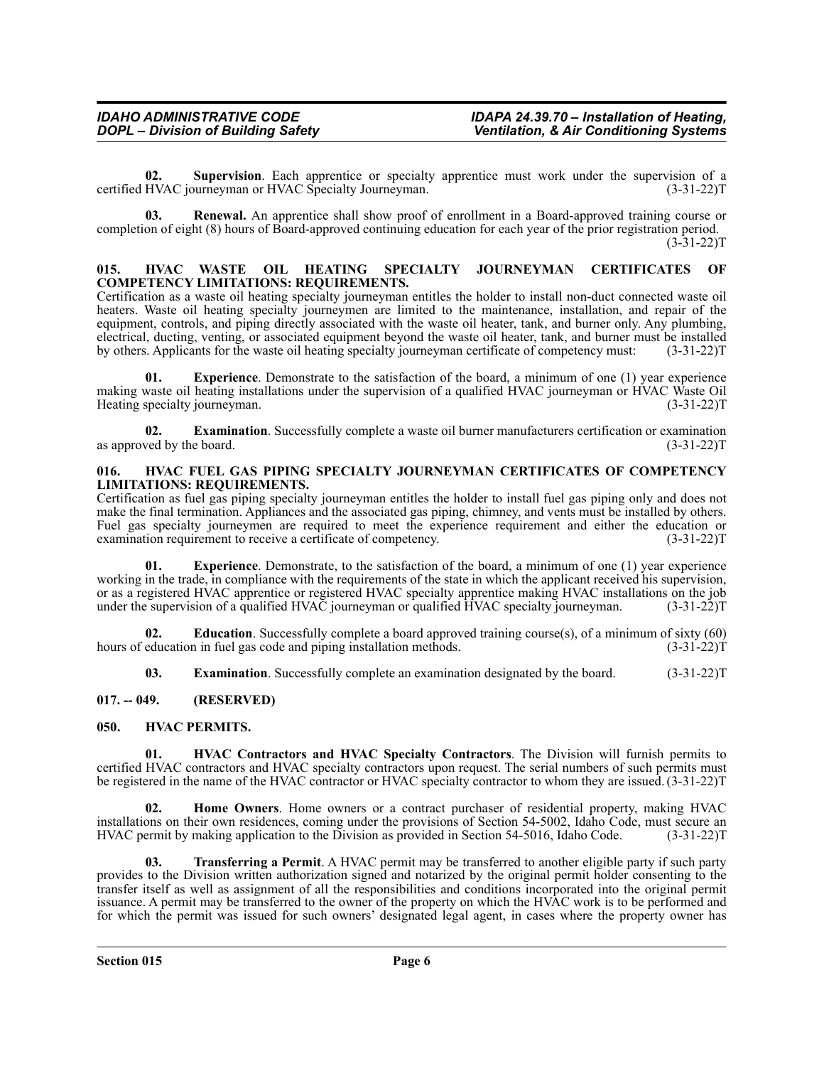**02. Supervision**. Each apprentice or specialty apprentice must work under the supervision of a certified HVAC journeyman or HVAC Specialty Journeyman. (3-31-22)T

**03. Renewal.** An apprentice shall show proof of enrollment in a Board-approved training course or completion of eight (8) hours of Board-approved continuing education for each year of the prior registration period. (3-31-22)T

### 015. HVAC WASTE OIL HEATING SPECIALTY JOURNEYMAN CERTIFICATES OF COMPETENCY LIMITATIONS: REQUIREMENTS.

Certification as a waste oil heating specialty journeyman entitles the holder to install non-duct connected waste oil heaters. Waste oil heating specialty journeymen are limited to the maintenance, installation, and repair of the equipment, controls, and piping directly associated with the waste oil heater, tank, and burner only. Any plumbing, electrical, ducting, venting, or associated equipment beyond the waste oil heater, tank, and burner must be installed by others. Applicants for the waste oil heating specialty journeyman certificate of competency must: (3-31-22)T

**01. Experience**. Demonstrate to the satisfaction of the board, a minimum of one (1) year experience making waste oil heating installations under the supervision of a qualified HVAC journeyman or HVAC Waste Oil Heating specialty journeyman. (3-31-22)T

**02. Examination**. Successfully complete a waste oil burner manufacturers certification or examination as approved by the board. (3-31-22)T

### 016. HVAC FUEL GAS PIPING SPECIALTY JOURNEYMAN CERTIFICATES OF COMPETENCY LIMITATIONS: REQUIREMENTS.

Certification as fuel gas piping specialty journeyman entitles the holder to install fuel gas piping only and does not make the final termination. Appliances and the associated gas piping, chimney, and vents must be installed by others. Fuel gas specialty journeymen are required to meet the experience requirement and either the education or examination requirement to receive a certificate of competency. (3-31-22)T

**01. Experience**. Demonstrate, to the satisfaction of the board, a minimum of one (1) year experience working in the trade, in compliance with the requirements of the state in which the applicant received his supervision, or as a registered HVAC apprentice or registered HVAC specialty apprentice making HVAC installations on the job under the supervision of a qualified HVAC journeyman or qualified HVAC specialty journeyman. (3-31-22)T

**02. Education**. Successfully complete a board approved training course(s), of a minimum of sixty (60) hours of education in fuel gas code and piping installation methods. (3-31-22)T

**03. Examination**. Successfully complete an examination designated by the board. (3-31-22)T

### 017. -- 049. (RESERVED)

### 050. HVAC PERMITS.

**01. HVAC Contractors and HVAC Specialty Contractors**. The Division will furnish permits to certified HVAC contractors and HVAC specialty contractors upon request. The serial numbers of such permits must be registered in the name of the HVAC contractor or HVAC specialty contractor to whom they are issued. (3-31-22)T

**02. Home Owners**. Home owners or a contract purchaser of residential property, making HVAC installations on their own residences, coming under the provisions of Section 54-5002, Idaho Code, must secure an HVAC permit by making application to the Division as provided in Section 54-5016, Idaho Code. (3-31-22)T

**03. Transferring a Permit**. A HVAC permit may be transferred to another eligible party if such party provides to the Division written authorization signed and notarized by the original permit holder consenting to the transfer itself as well as assignment of all the responsibilities and conditions incorporated into the original permit issuance. A permit may be transferred to the owner of the property on which the HVAC work is to be performed and for which the permit was issued for such owners' designated legal agent, in cases where the property owner has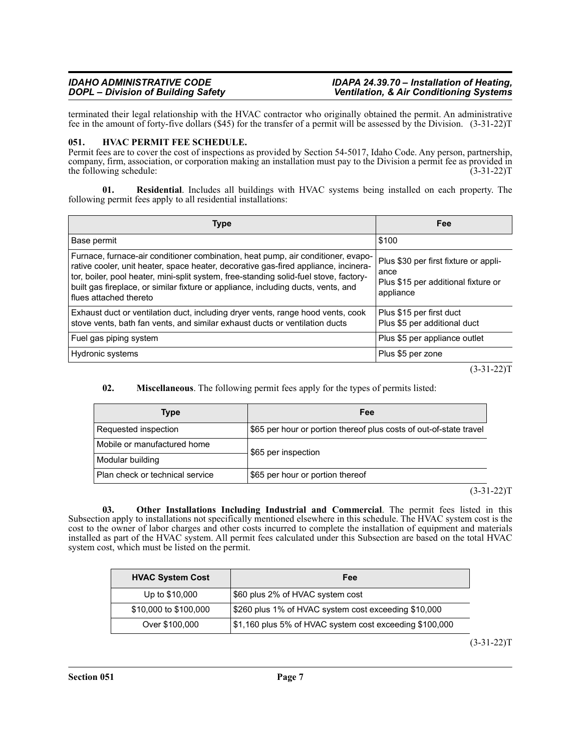terminated their legal relationship with the HVAC contractor who originally obtained the permit. An administrative fee in the amount of forty-five dollars ($45) for the transfer of a permit will be assessed by the Division. (3-31-22)T

### 051. HVAC PERMIT FEE SCHEDULE.

Permit fees are to cover the cost of inspections as provided by Section 54-5017, Idaho Code. Any person, partnership, company, firm, association, or corporation making an installation must pay to the Division a permit fee as provided in the following schedule: (3-31-22)T

**01. Residential**. Includes all buildings with HVAC systems being installed on each property. The following permit fees apply to all residential installations:

| Type | Fee |
|---|---|
| Base permit | $100 |
| Furnace, furnace-air conditioner combination, heat pump, air conditioner, evaporative cooler, unit heater, space heater, decorative gas-fired appliance, incinerator, boiler, pool heater, mini-split system, free-standing solid-fuel stove, factory-built gas fireplace, or similar fixture or appliance, including ducts, vents, and flues attached thereto | Plus $30 per first fixture or appliance<br>Plus $15 per additional fixture or appliance |
| Exhaust duct or ventilation duct, including dryer vents, range hood vents, cook stove vents, bath fan vents, and similar exhaust ducts or ventilation ducts | Plus $15 per first duct<br>Plus $5 per additional duct |
| Fuel gas piping system | Plus $5 per appliance outlet |
| Hydronic systems | Plus $5 per zone |

(3-31-22)T

**02. Miscellaneous**. The following permit fees apply for the types of permits listed:

| Type | Fee |
|---|---|
| Requested inspection | $65 per hour or portion thereof plus costs of out-of-state travel |
| Mobile or manufactured home | $65 per inspection |
| Modular building | |
| Plan check or technical service | $65 per hour or portion thereof |

(3-31-22)T

**03. Other Installations Including Industrial and Commercial**. The permit fees listed in this Subsection apply to installations not specifically mentioned elsewhere in this schedule. The HVAC system cost is the cost to the owner of labor charges and other costs incurred to complete the installation of equipment and materials installed as part of the HVAC system. All permit fees calculated under this Subsection are based on the total HVAC system cost, which must be listed on the permit.

| HVAC System Cost | Fee |
|---|---|
| Up to $10,000 | $60 plus 2% of HVAC system cost |
| $10,000 to $100,000 | $260 plus 1% of HVAC system cost exceeding $10,000 |
| Over $100,000 | $1,160 plus 5% of HVAC system cost exceeding $100,000 |

(3-31-22)T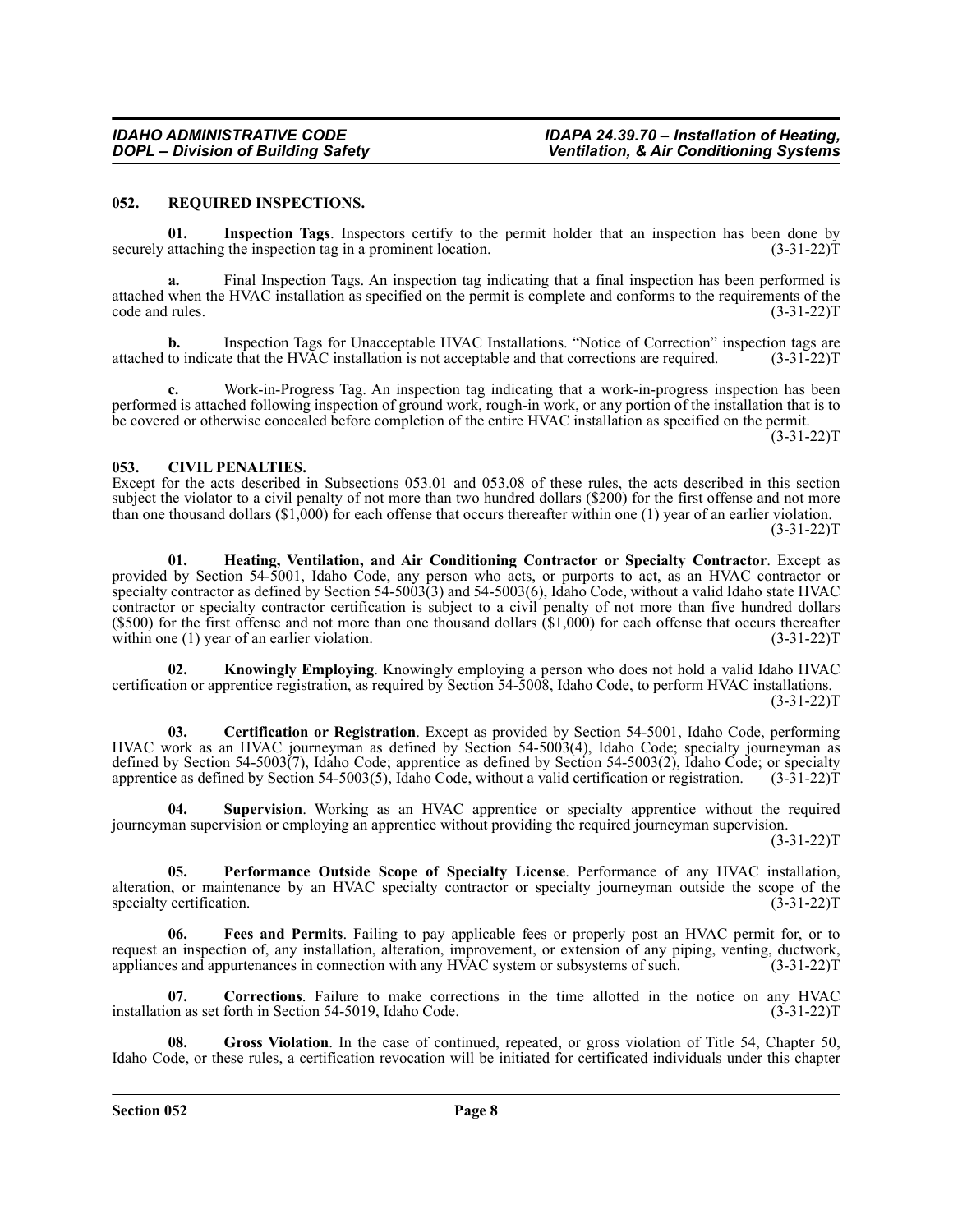### 052. REQUIRED INSPECTIONS.

**01. Inspection Tags**. Inspectors certify to the permit holder that an inspection has been done by securely attaching the inspection tag in a prominent location. (3-31-22)T

**a.** Final Inspection Tags. An inspection tag indicating that a final inspection has been performed is attached when the HVAC installation as specified on the permit is complete and conforms to the requirements of the code and rules. (3-31-22)T

**b.** Inspection Tags for Unacceptable HVAC Installations. "Notice of Correction" inspection tags are attached to indicate that the HVAC installation is not acceptable and that corrections are required. (3-31-22)T

**c.** Work-in-Progress Tag. An inspection tag indicating that a work-in-progress inspection has been performed is attached following inspection of ground work, rough-in work, or any portion of the installation that is to be covered or otherwise concealed before completion of the entire HVAC installation as specified on the permit. (3-31-22)T

### 053. CIVIL PENALTIES.

Except for the acts described in Subsections 053.01 and 053.08 of these rules, the acts described in this section subject the violator to a civil penalty of not more than two hundred dollars ($200) for the first offense and not more than one thousand dollars ($1,000) for each offense that occurs thereafter within one (1) year of an earlier violation. (3-31-22)T

**01. Heating, Ventilation, and Air Conditioning Contractor or Specialty Contractor**. Except as provided by Section 54-5001, Idaho Code, any person who acts, or purports to act, as an HVAC contractor or specialty contractor as defined by Section 54-5003(3) and 54-5003(6), Idaho Code, without a valid Idaho state HVAC contractor or specialty contractor certification is subject to a civil penalty of not more than five hundred dollars ($500) for the first offense and not more than one thousand dollars ($1,000) for each offense that occurs thereafter within one (1) year of an earlier violation. (3-31-22)T

**02. Knowingly Employing**. Knowingly employing a person who does not hold a valid Idaho HVAC certification or apprentice registration, as required by Section 54-5008, Idaho Code, to perform HVAC installations. (3-31-22)T

**03. Certification or Registration**. Except as provided by Section 54-5001, Idaho Code, performing HVAC work as an HVAC journeyman as defined by Section 54-5003(4), Idaho Code; specialty journeyman as defined by Section 54-5003(7), Idaho Code; apprentice as defined by Section 54-5003(2), Idaho Code; or specialty apprentice as defined by Section 54-5003(5), Idaho Code, without a valid certification or registration. (3-31-22)T

**04. Supervision**. Working as an HVAC apprentice or specialty apprentice without the required journeyman supervision or employing an apprentice without providing the required journeyman supervision. (3-31-22)T

**05. Performance Outside Scope of Specialty License**. Performance of any HVAC installation, alteration, or maintenance by an HVAC specialty contractor or specialty journeyman outside the scope of the specialty certification. (3-31-22)T

**06. Fees and Permits**. Failing to pay applicable fees or properly post an HVAC permit for, or to request an inspection of, any installation, alteration, improvement, or extension of any piping, venting, ductwork, appliances and appurtenances in connection with any HVAC system or subsystems of such. (3-31-22)T

**07. Corrections**. Failure to make corrections in the time allotted in the notice on any HVAC installation as set forth in Section 54-5019, Idaho Code. (3-31-22)T

**08. Gross Violation**. In the case of continued, repeated, or gross violation of Title 54, Chapter 50, Idaho Code, or these rules, a certification revocation will be initiated for certificated individuals under this chapter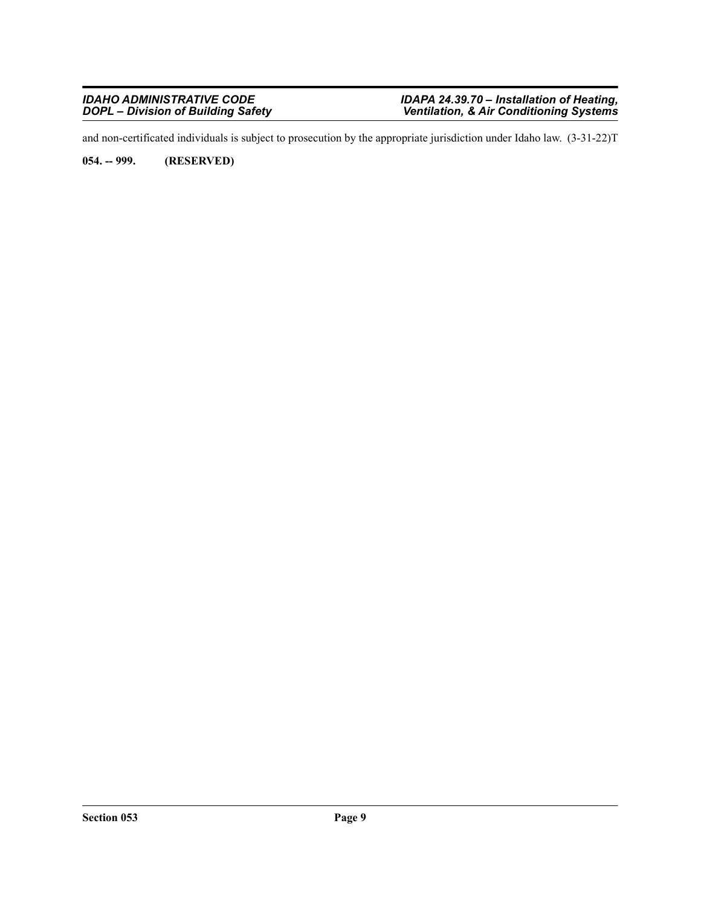and non-certificated individuals is subject to prosecution by the appropriate jurisdiction under Idaho law. (3-31-22)T

**054. -- 999. (RESERVED)**